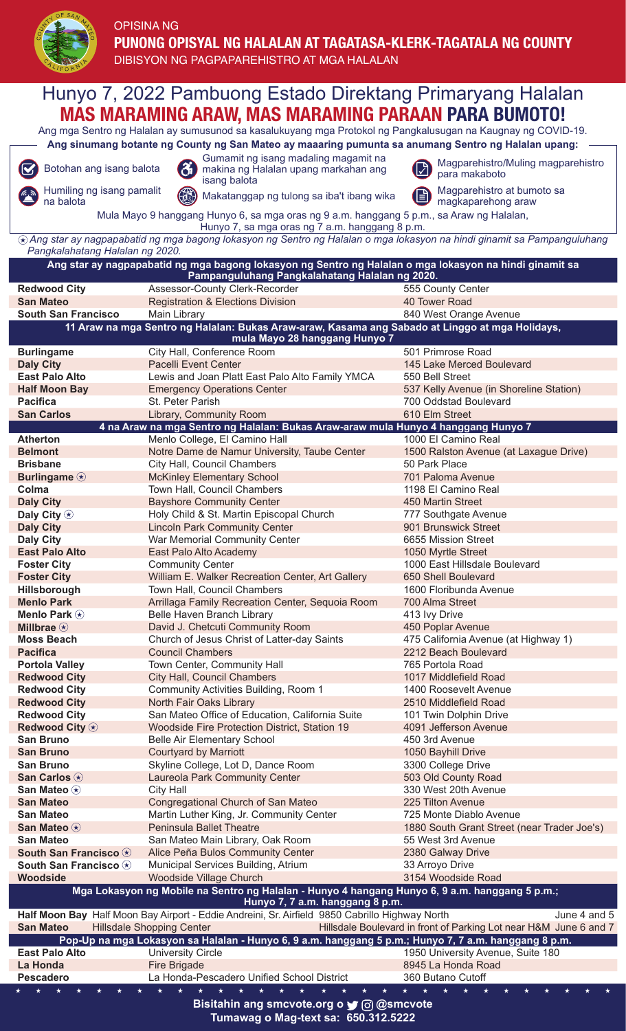OPISINA NG

**PUNONG OPISYAL NG HALALAN AT TAGATASA-KLERK-TAGATALA NG COUNTY**

DIBISYON NG PAGPAPAREHISTRO AT MGA HALALAN

# Hunyo 7, 2022 Pambuong Estado Direktang Primaryang Halalan

## MAS MARAMING ARAW, MAS MARAMING PARAAN PARA BUMOTO!

Ang mga Sentro ng Halalan ay sumusunod sa kasalukuyang mga Protokol ng Pangkalusugan na Kaugnay ng COVID-19.

**Ang sinumang botante ng County ng San Mateo ay maaaring pumunta sa anumang Sentro ng Halalan upang:**

- Botohan ang isang balota
- Humiling ng isang pamalit na balota
- Gumamit ng isang madaling magamit na makina ng Halalan upang markahan ang isang balota
- Makatanggap ng tulong sa iba't ibang wika
- Magparehistro/Muling magparehistro para makaboto
- Magparehistro at bumoto sa magkaparehong araw

Mula Mayo 9 hanggang Hunyo 6, sa mga oras ng 9 a.m. hanggang 5 p.m., sa Araw ng Halalan, Hunyo 7, sa mga oras ng 7 a.m. hanggang 8 p.m.

*⍟ Ang star ay nagpapabatid ng mga bagong lokasyon ng Sentro ng Halalan o mga lokasyon na hindi ginamit sa Pampanguluhang Pangkalahatang Halalan ng 2020.*

| Ang star ay nagpapabatid ng mga bagong lokasyon ng Sentro ng Halalan o mga lokasyon na hindi ginamit sa Pampanguluhang Pangkalahatang Halalan ng 2020. | | |
|---|---|---|
| **Redwood City** | Assessor-County Clerk-Recorder | 555 County Center |
| **San Mateo** | Registration & Elections Division | 40 Tower Road |
| **South San Francisco** | Main Library | 840 West Orange Avenue |
| **11 Araw na mga Sentro ng Halalan: Bukas Araw-araw, Kasama ang Sabado at Linggo at mga Holidays, mula Mayo 28 hanggang Hunyo 7** | | |
| **Burlingame** | City Hall, Conference Room | 501 Primrose Road |
| **Daly City** | Pacelli Event Center | 145 Lake Merced Boulevard |
| **East Palo Alto** | Lewis and Joan Platt East Palo Alto Family YMCA | 550 Bell Street |
| **Half Moon Bay** | Emergency Operations Center | 537 Kelly Avenue (in Shoreline Station) |
| **Pacifica** | St. Peter Parish | 700 Oddstad Boulevard |
| **San Carlos** | Library, Community Room | 610 Elm Street |
| **4 na Araw na mga Sentro ng Halalan: Bukas Araw-araw mula Hunyo 4 hanggang Hunyo 7** | | |
| **Atherton** | Menlo College, El Camino Hall | 1000 El Camino Real |
| **Belmont** | Notre Dame de Namur University, Taube Center | 1500 Ralston Avenue (at Laxague Drive) |
| **Brisbane** | City Hall, Council Chambers | 50 Park Place |
| **Burlingame ⍟** | McKinley Elementary School | 701 Paloma Avenue |
| **Colma** | Town Hall, Council Chambers | 1198 El Camino Real |
| **Daly City** | Bayshore Community Center | 450 Martin Street |
| **Daly City ⍟** | Holy Child & St. Martin Episcopal Church | 777 Southgate Avenue |
| **Daly City** | Lincoln Park Community Center | 901 Brunswick Street |
| **Daly City** | War Memorial Community Center | 6655 Mission Street |
| **East Palo Alto** | East Palo Alto Academy | 1050 Myrtle Street |
| **Foster City** | Community Center | 1000 East Hillsdale Boulevard |
| **Foster City** | William E. Walker Recreation Center, Art Gallery | 650 Shell Boulevard |
| **Hillsborough** | Town Hall, Council Chambers | 1600 Floribunda Avenue |
| **Menlo Park** | Arrillaga Family Recreation Center, Sequoia Room | 700 Alma Street |
| **Menlo Park ⍟** | Belle Haven Branch Library | 413 Ivy Drive |
| **Millbrae ⍟** | David J. Chetcuti Community Room | 450 Poplar Avenue |
| **Moss Beach** | Church of Jesus Christ of Latter-day Saints | 475 California Avenue (at Highway 1) |
| **Pacifica** | Council Chambers | 2212 Beach Boulevard |
| **Portola Valley** | Town Center, Community Hall | 765 Portola Road |
| **Redwood City** | City Hall, Council Chambers | 1017 Middlefield Road |
| **Redwood City** | Community Activities Building, Room 1 | 1400 Roosevelt Avenue |
| **Redwood City** | North Fair Oaks Library | 2510 Middlefield Road |
| **Redwood City** | San Mateo Office of Education, California Suite | 101 Twin Dolphin Drive |
| **Redwood City ⍟** | Woodside Fire Protection District, Station 19 | 4091 Jefferson Avenue |
| **San Bruno** | Belle Air Elementary School | 450 3rd Avenue |
| **San Bruno** | Courtyard by Marriott | 1050 Bayhill Drive |
| **San Bruno** | Skyline College, Lot D, Dance Room | 3300 College Drive |
| **San Carlos ⍟** | Laureola Park Community Center | 503 Old County Road |
| **San Mateo ⍟** | City Hall | 330 West 20th Avenue |
| **San Mateo** | Congregational Church of San Mateo | 225 Tilton Avenue |
| **San Mateo** | Martin Luther King, Jr. Community Center | 725 Monte Diablo Avenue |
| **San Mateo ⍟** | Peninsula Ballet Theatre | 1880 South Grant Street (near Trader Joe's) |
| **San Mateo** | San Mateo Main Library, Oak Room | 55 West 3rd Avenue |
| **South San Francisco ⍟** | Alice Peña Bulos Community Center | 2380 Galway Drive |
| **South San Francisco ⍟** | Municipal Services Building, Atrium | 33 Arroyo Drive |
| **Woodside** | Woodside Village Church | 3154 Woodside Road |
| **Mga Lokasyon ng Mobile na Sentro ng Halalan - Hunyo 4 hangang Hunyo 6, 9 a.m. hanggang 5 p.m.; Hunyo 7, 7 a.m. hanggang 8 p.m.** | | |
| **Half Moon Bay** | Half Moon Bay Airport - Eddie Andreini, Sr. Airfield 9850 Cabrillo Highway North | June 4 and 5 |
| **San Mateo** | Hillsdale Shopping Center | Hillsdale Boulevard in front of Parking Lot near H&M June 6 and 7 |
| **Pop-Up na mga Lokasyon sa Halalan - Hunyo 6, 9 a.m. hanggang 5 p.m.; Hunyo 7, 7 a.m. hanggang 8 p.m.** | | |
| **East Palo Alto** | University Circle | 1950 University Avenue, Suite 180 |
| **La Honda** | Fire Brigade | 8945 La Honda Road |
| **Pescadero** | La Honda-Pescadero Unified School District | 360 Butano Cutoff |

**Bisitahin ang smcvote.org o @smcvote**

**Tumawag o Mag-text sa: 650.312.5222**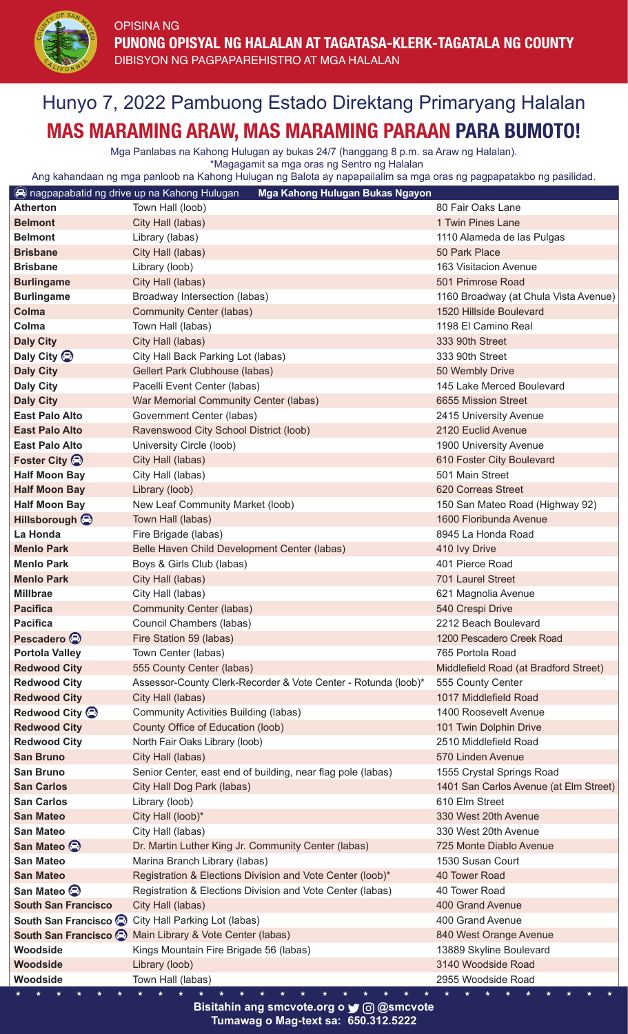OPISINA NG

**PUNONG OPISYAL NG HALALAN AT TAGATASA-KLERK-TAGATALA NG COUNTY**

DIBISYON NG PAGPAPAREHISTRO AT MGA HALALAN

# Hunyo 7, 2022 Pambuong Estado Direktang Primaryang Halalan

## MAS MARAMING ARAW, MAS MARAMING PARAAN PARA BUMOTO!

Mga Panlabas na Kahong Hulugan ay bukas 24/7 (hanggang 8 p.m. sa Araw ng Halalan).

*Magagamit sa mga oras ng Sentro ng Halalan

Ang kahandaan ng mga panloob na Kahong Hulugan ng Balota ay napapailalim sa mga oras ng pagpapatakbo ng pasilidad.

| (🚗) nagpapabatid ng drive up na Kahong Hulugan | **Mga Kahong Hulugan Bukas Ngayon** | |
|---|---|---|
| **Atherton** | Town Hall (loob) | 80 Fair Oaks Lane |
| **Belmont** | City Hall (labas) | 1 Twin Pines Lane |
| **Belmont** | Library (labas) | 1110 Alameda de las Pulgas |
| **Brisbane** | City Hall (labas) | 50 Park Place |
| **Brisbane** | Library (loob) | 163 Visitacion Avenue |
| **Burlingame** | City Hall (labas) | 501 Primrose Road |
| **Burlingame** | Broadway Intersection (labas) | 1160 Broadway (at Chula Vista Avenue) |
| **Colma** | Community Center (labas) | 1520 Hillside Boulevard |
| **Colma** | Town Hall (labas) | 1198 El Camino Real |
| **Daly City** | City Hall (labas) | 333 90th Street |
| **Daly City** 🚗 | City Hall Back Parking Lot (labas) | 333 90th Street |
| **Daly City** | Gellert Park Clubhouse (labas) | 50 Wembly Drive |
| **Daly City** | Pacelli Event Center (labas) | 145 Lake Merced Boulevard |
| **Daly City** | War Memorial Community Center (labas) | 6655 Mission Street |
| **East Palo Alto** | Government Center (labas) | 2415 University Avenue |
| **East Palo Alto** | Ravenswood City School District (loob) | 2120 Euclid Avenue |
| **East Palo Alto** | University Circle (loob) | 1900 University Avenue |
| **Foster City** 🚗 | City Hall (labas) | 610 Foster City Boulevard |
| **Half Moon Bay** | City Hall (labas) | 501 Main Street |
| **Half Moon Bay** | Library (loob) | 620 Correas Street |
| **Half Moon Bay** | New Leaf Community Market (loob) | 150 San Mateo Road (Highway 92) |
| **Hillsborough** 🚗 | Town Hall (labas) | 1600 Floribunda Avenue |
| **La Honda** | Fire Brigade (labas) | 8945 La Honda Road |
| **Menlo Park** | Belle Haven Child Development Center (labas) | 410 Ivy Drive |
| **Menlo Park** | Boys & Girls Club (labas) | 401 Pierce Road |
| **Menlo Park** | City Hall (labas) | 701 Laurel Street |
| **Millbrae** | City Hall (labas) | 621 Magnolia Avenue |
| **Pacifica** | Community Center (labas) | 540 Crespi Drive |
| **Pacifica** | Council Chambers (labas) | 2212 Beach Boulevard |
| **Pescadero** 🚗 | Fire Station 59 (labas) | 1200 Pescadero Creek Road |
| **Portola Valley** | Town Center (labas) | 765 Portola Road |
| **Redwood City** | 555 County Center (labas) | Middlefield Road (at Bradford Street) |
| **Redwood City** | Assessor-County Clerk-Recorder & Vote Center - Rotunda (loob)* | 555 County Center |
| **Redwood City** | City Hall (labas) | 1017 Middlefield Road |
| **Redwood City** 🚗 | Community Activities Building (labas) | 1400 Roosevelt Avenue |
| **Redwood City** | County Office of Education (loob) | 101 Twin Dolphin Drive |
| **Redwood City** | North Fair Oaks Library (loob) | 2510 Middlefield Road |
| **San Bruno** | City Hall (labas) | 570 Linden Avenue |
| **San Bruno** | Senior Center, east end of building, near flag pole (labas) | 1555 Crystal Springs Road |
| **San Carlos** | City Hall Dog Park (labas) | 1401 San Carlos Avenue (at Elm Street) |
| **San Carlos** | Library (loob) | 610 Elm Street |
| **San Mateo** | City Hall (loob)* | 330 West 20th Avenue |
| **San Mateo** | City Hall (labas) | 330 West 20th Avenue |
| **San Mateo** 🚗 | Dr. Martin Luther King Jr. Community Center (labas) | 725 Monte Diablo Avenue |
| **San Mateo** | Marina Branch Library (labas) | 1530 Susan Court |
| **San Mateo** | Registration & Elections Division and Vote Center (loob)* | 40 Tower Road |
| **San Mateo** 🚗 | Registration & Elections Division and Vote Center (labas) | 40 Tower Road |
| **South San Francisco** | City Hall (labas) | 400 Grand Avenue |
| **South San Francisco** 🚗 | City Hall Parking Lot (labas) | 400 Grand Avenue |
| **South San Francisco** 🚗 | Main Library & Vote Center (labas) | 840 West Orange Avenue |
| **Woodside** | Kings Mountain Fire Brigade 56 (labas) | 13889 Skyline Boulevard |
| **Woodside** | Library (loob) | 3140 Woodside Road |
| **Woodside** | Town Hall (labas) | 2955 Woodside Road |

**Bisitahin ang smcvote.org o @smcvote**

**Tumawag o Mag-text sa: 650.312.5222**